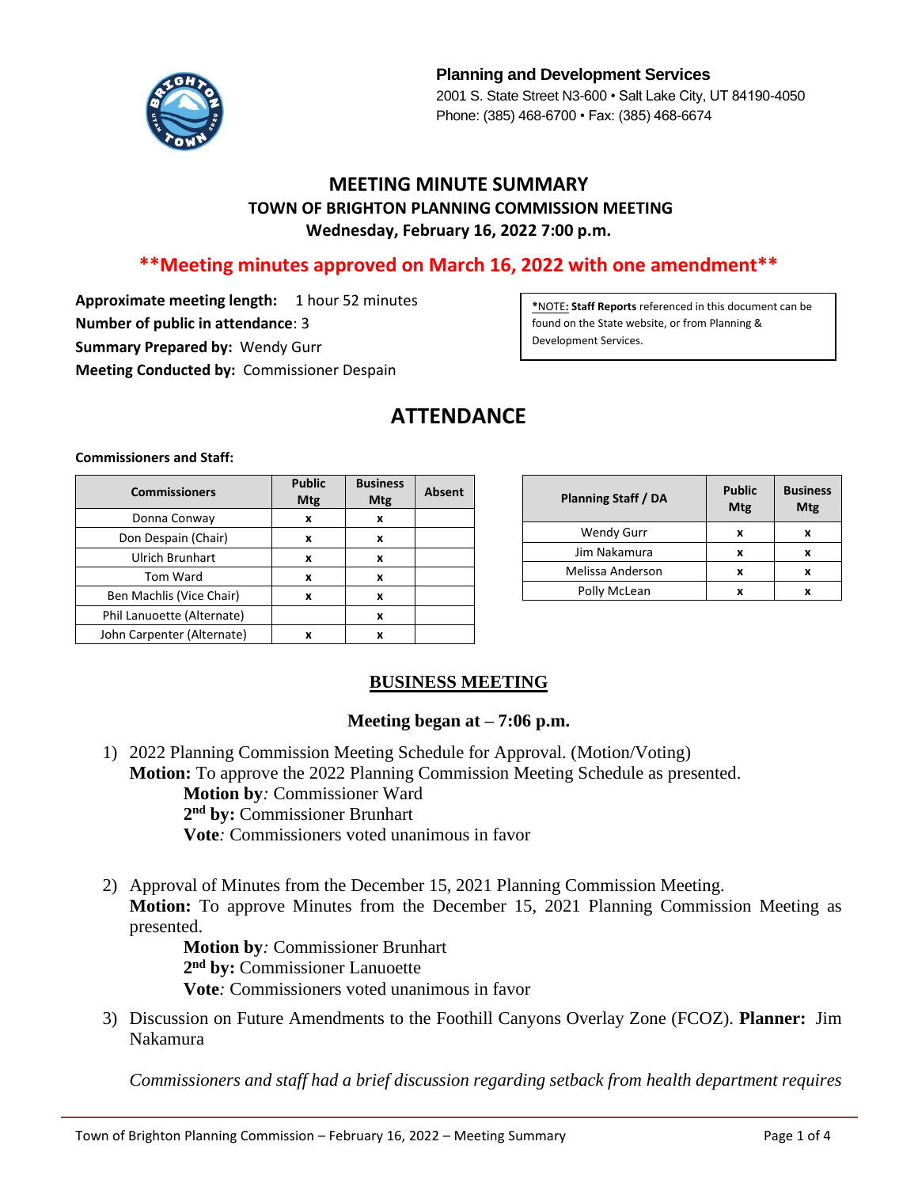**Planning and Development Services**
2001 S. State Street N3-600 • Salt Lake City, UT 84190-4050
Phone: (385) 468-6700 • Fax: (385) 468-6674

# MEETING MINUTE SUMMARY
## TOWN OF BRIGHTON PLANNING COMMISSION MEETING
### Wednesday, February 16, 2022 7:00 p.m.

**\*\*Meeting minutes approved on March 16, 2022 with one amendment\*\***

**Approximate meeting length:** 1 hour 52 minutes
**Number of public in attendance**: 3
**Summary Prepared by:** Wendy Gurr
**Meeting Conducted by:** Commissioner Despain

*NOTE: **Staff Reports** referenced in this document can be found on the State website, or from Planning & Development Services.

## ATTENDANCE

**Commissioners and Staff:**

| Commissioners | Public Mtg | Business Mtg | Absent |
|---|---|---|---|
| Donna Conway | x | x | |
| Don Despain (Chair) | x | x | |
| Ulrich Brunhart | x | x | |
| Tom Ward | x | x | |
| Ben Machlis (Vice Chair) | x | x | |
| Phil Lanuoette (Alternate) | | x | |
| John Carpenter (Alternate) | x | x | |

| Planning Staff / DA | Public Mtg | Business Mtg |
|---|---|---|
| Wendy Gurr | x | x |
| Jim Nakamura | x | x |
| Melissa Anderson | x | x |
| Polly McLean | x | x |

## BUSINESS MEETING

**Meeting began at – 7:06 p.m.**

1) 2022 Planning Commission Meeting Schedule for Approval. (Motion/Voting)
   **Motion:** To approve the 2022 Planning Commission Meeting Schedule as presented.
   **Motion by***:* Commissioner Ward
   **2nd by:** Commissioner Brunhart
   **Vote***:* Commissioners voted unanimous in favor

2) Approval of Minutes from the December 15, 2021 Planning Commission Meeting.
   **Motion:** To approve Minutes from the December 15, 2021 Planning Commission Meeting as presented.
   **Motion by***:* Commissioner Brunhart
   **2nd by:** Commissioner Lanuoette
   **Vote***:* Commissioners voted unanimous in favor

3) Discussion on Future Amendments to the Foothill Canyons Overlay Zone (FCOZ). **Planner:** Jim Nakamura

   *Commissioners and staff had a brief discussion regarding setback from health department requires*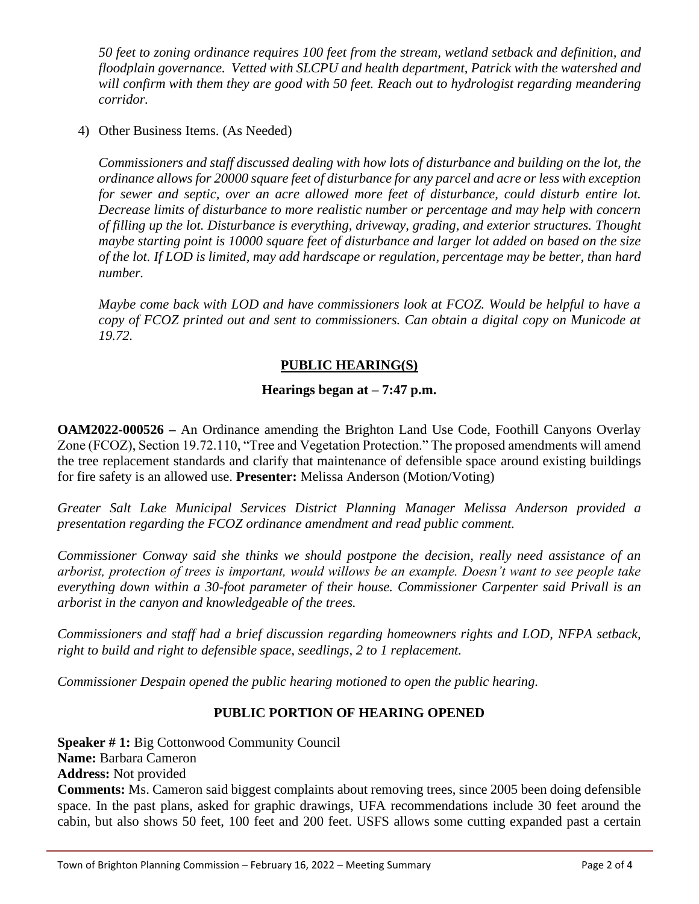*50 feet to zoning ordinance requires 100 feet from the stream, wetland setback and definition, and floodplain governance. Vetted with SLCPU and health department, Patrick with the watershed and will confirm with them they are good with 50 feet. Reach out to hydrologist regarding meandering corridor.*

4) Other Business Items. (As Needed)

   *Commissioners and staff discussed dealing with how lots of disturbance and building on the lot, the ordinance allows for 20000 square feet of disturbance for any parcel and acre or less with exception for sewer and septic, over an acre allowed more feet of disturbance, could disturb entire lot. Decrease limits of disturbance to more realistic number or percentage and may help with concern of filling up the lot. Disturbance is everything, driveway, grading, and exterior structures. Thought maybe starting point is 10000 square feet of disturbance and larger lot added on based on the size of the lot. If LOD is limited, may add hardscape or regulation, percentage may be better, than hard number.*

   *Maybe come back with LOD and have commissioners look at FCOZ. Would be helpful to have a copy of FCOZ printed out and sent to commissioners. Can obtain a digital copy on Municode at 19.72.*

## PUBLIC HEARING(S)

**Hearings began at – 7:47 p.m.**

**OAM2022-000526 –** An Ordinance amending the Brighton Land Use Code, Foothill Canyons Overlay Zone (FCOZ), Section 19.72.110, "Tree and Vegetation Protection." The proposed amendments will amend the tree replacement standards and clarify that maintenance of defensible space around existing buildings for fire safety is an allowed use. **Presenter:** Melissa Anderson (Motion/Voting)

*Greater Salt Lake Municipal Services District Planning Manager Melissa Anderson provided a presentation regarding the FCOZ ordinance amendment and read public comment.*

*Commissioner Conway said she thinks we should postpone the decision, really need assistance of an arborist, protection of trees is important, would willows be an example. Doesn't want to see people take everything down within a 30-foot parameter of their house. Commissioner Carpenter said Privall is an arborist in the canyon and knowledgeable of the trees.*

*Commissioners and staff had a brief discussion regarding homeowners rights and LOD, NFPA setback, right to build and right to defensible space, seedlings, 2 to 1 replacement.*

*Commissioner Despain opened the public hearing motioned to open the public hearing.*

**PUBLIC PORTION OF HEARING OPENED**

**Speaker # 1:** Big Cottonwood Community Council
**Name:** Barbara Cameron
**Address:** Not provided
**Comments:** Ms. Cameron said biggest complaints about removing trees, since 2005 been doing defensible space. In the past plans, asked for graphic drawings, UFA recommendations include 30 feet around the cabin, but also shows 50 feet, 100 feet and 200 feet. USFS allows some cutting expanded past a certain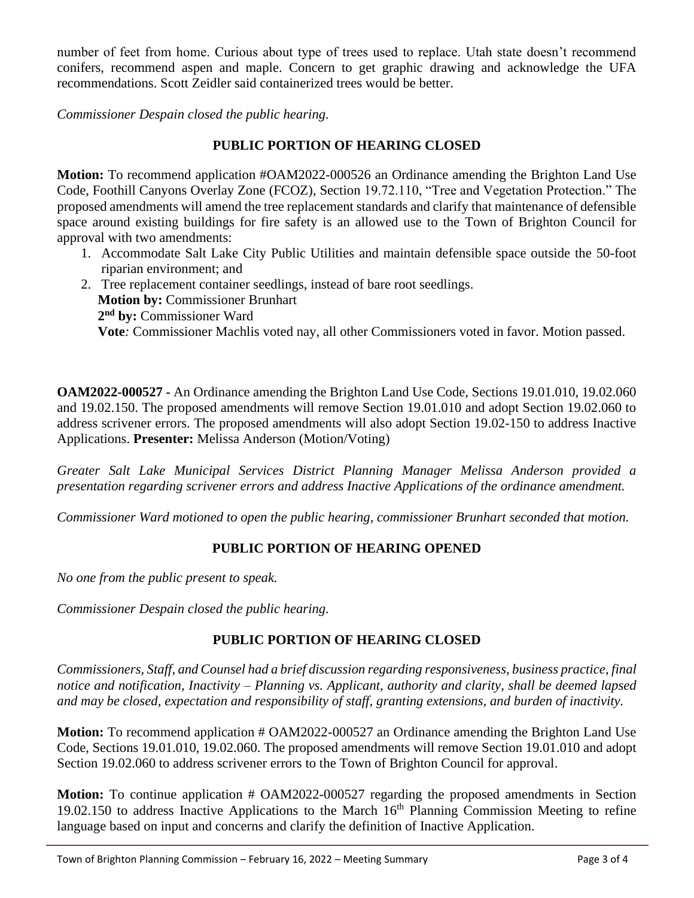number of feet from home. Curious about type of trees used to replace. Utah state doesn't recommend conifers, recommend aspen and maple. Concern to get graphic drawing and acknowledge the UFA recommendations. Scott Zeidler said containerized trees would be better.

*Commissioner Despain closed the public hearing.*

**PUBLIC PORTION OF HEARING CLOSED**

**Motion:** To recommend application #OAM2022-000526 an Ordinance amending the Brighton Land Use Code, Foothill Canyons Overlay Zone (FCOZ), Section 19.72.110, "Tree and Vegetation Protection." The proposed amendments will amend the tree replacement standards and clarify that maintenance of defensible space around existing buildings for fire safety is an allowed use to the Town of Brighton Council for approval with two amendments:

1. Accommodate Salt Lake City Public Utilities and maintain defensible space outside the 50-foot riparian environment; and
2. Tree replacement container seedlings, instead of bare root seedlings.

**Motion by:** Commissioner Brunhart
**2nd by:** Commissioner Ward
**Vote:** Commissioner Machlis voted nay, all other Commissioners voted in favor. Motion passed.

**OAM2022-000527 -** An Ordinance amending the Brighton Land Use Code, Sections 19.01.010, 19.02.060 and 19.02.150. The proposed amendments will remove Section 19.01.010 and adopt Section 19.02.060 to address scrivener errors. The proposed amendments will also adopt Section 19.02-150 to address Inactive Applications. **Presenter:** Melissa Anderson (Motion/Voting)

*Greater Salt Lake Municipal Services District Planning Manager Melissa Anderson provided a presentation regarding scrivener errors and address Inactive Applications of the ordinance amendment.*

*Commissioner Ward motioned to open the public hearing, commissioner Brunhart seconded that motion.*

**PUBLIC PORTION OF HEARING OPENED**

*No one from the public present to speak.*

*Commissioner Despain closed the public hearing.*

**PUBLIC PORTION OF HEARING CLOSED**

*Commissioners, Staff, and Counsel had a brief discussion regarding responsiveness, business practice, final notice and notification, Inactivity – Planning vs. Applicant, authority and clarity, shall be deemed lapsed and may be closed, expectation and responsibility of staff, granting extensions, and burden of inactivity.*

**Motion:** To recommend application # OAM2022-000527 an Ordinance amending the Brighton Land Use Code, Sections 19.01.010, 19.02.060. The proposed amendments will remove Section 19.01.010 and adopt Section 19.02.060 to address scrivener errors to the Town of Brighton Council for approval.

**Motion:** To continue application # OAM2022-000527 regarding the proposed amendments in Section 19.02.150 to address Inactive Applications to the March 16th Planning Commission Meeting to refine language based on input and concerns and clarify the definition of Inactive Application.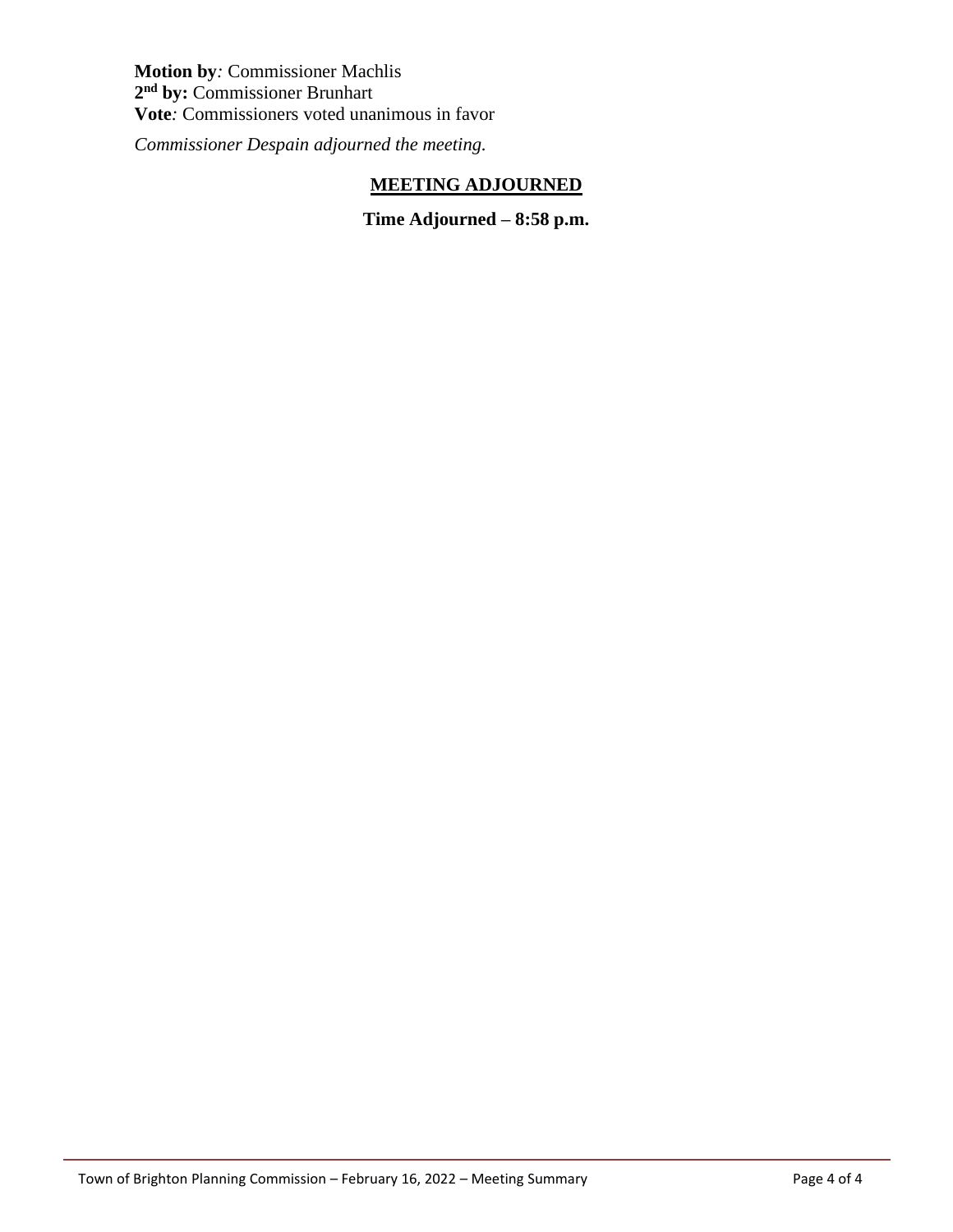**Motion by***:* Commissioner Machlis
**2nd by:** Commissioner Brunhart
**Vote***:* Commissioners voted unanimous in favor

*Commissioner Despain adjourned the meeting.*

## MEETING ADJOURNED

**Time Adjourned – 8:58 p.m.**